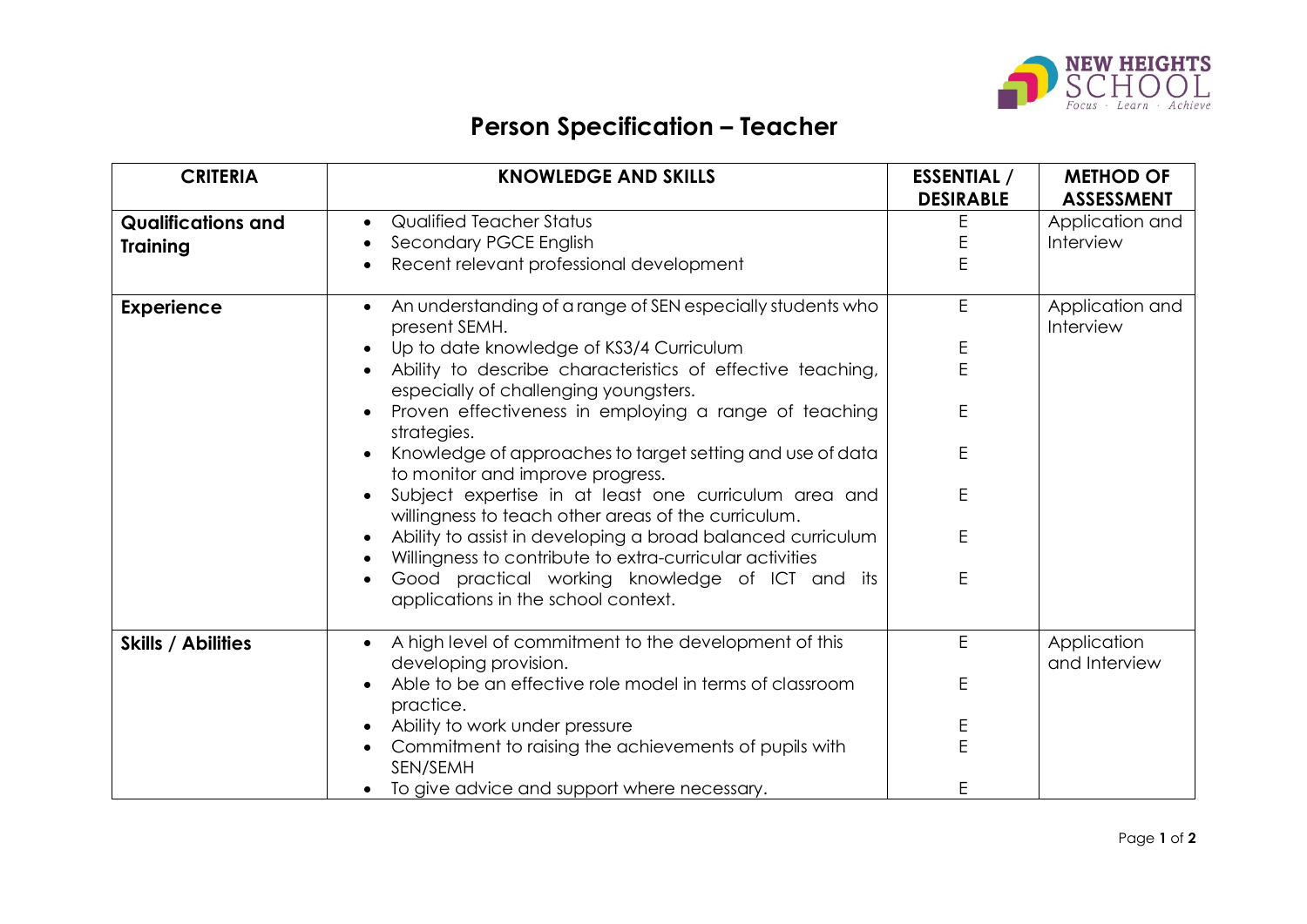NEW HEIGHTS SCHOOL
*Focus · Learn · Achieve*

# Person Specification – Teacher

| CRITERIA | KNOWLEDGE AND SKILLS | ESSENTIAL / DESIRABLE | METHOD OF ASSESSMENT |
|---|---|---|---|
| **Qualifications and Training** | • Qualified Teacher Status<br>• Secondary PGCE English<br>• Recent relevant professional development | E<br>E<br>E | Application and Interview |
| **Experience** | • An understanding of a range of SEN especially students who present SEMH.<br>• Up to date knowledge of KS3/4 Curriculum<br>• Ability to describe characteristics of effective teaching, especially of challenging youngsters.<br>• Proven effectiveness in employing a range of teaching strategies.<br>• Knowledge of approaches to target setting and use of data to monitor and improve progress.<br>• Subject expertise in at least one curriculum area and willingness to teach other areas of the curriculum.<br>• Ability to assist in developing a broad balanced curriculum<br>• Willingness to contribute to extra-curricular activities<br>• Good practical working knowledge of ICT and its applications in the school context. | E<br>E<br>E<br>E<br>E<br>E<br>E<br>E | Application and Interview |
| **Skills / Abilities** | • A high level of commitment to the development of this developing provision.<br>• Able to be an effective role model in terms of classroom practice.<br>• Ability to work under pressure<br>• Commitment to raising the achievements of pupils with SEN/SEMH<br>• To give advice and support where necessary. | E<br>E<br>E<br>E<br>E | Application and Interview |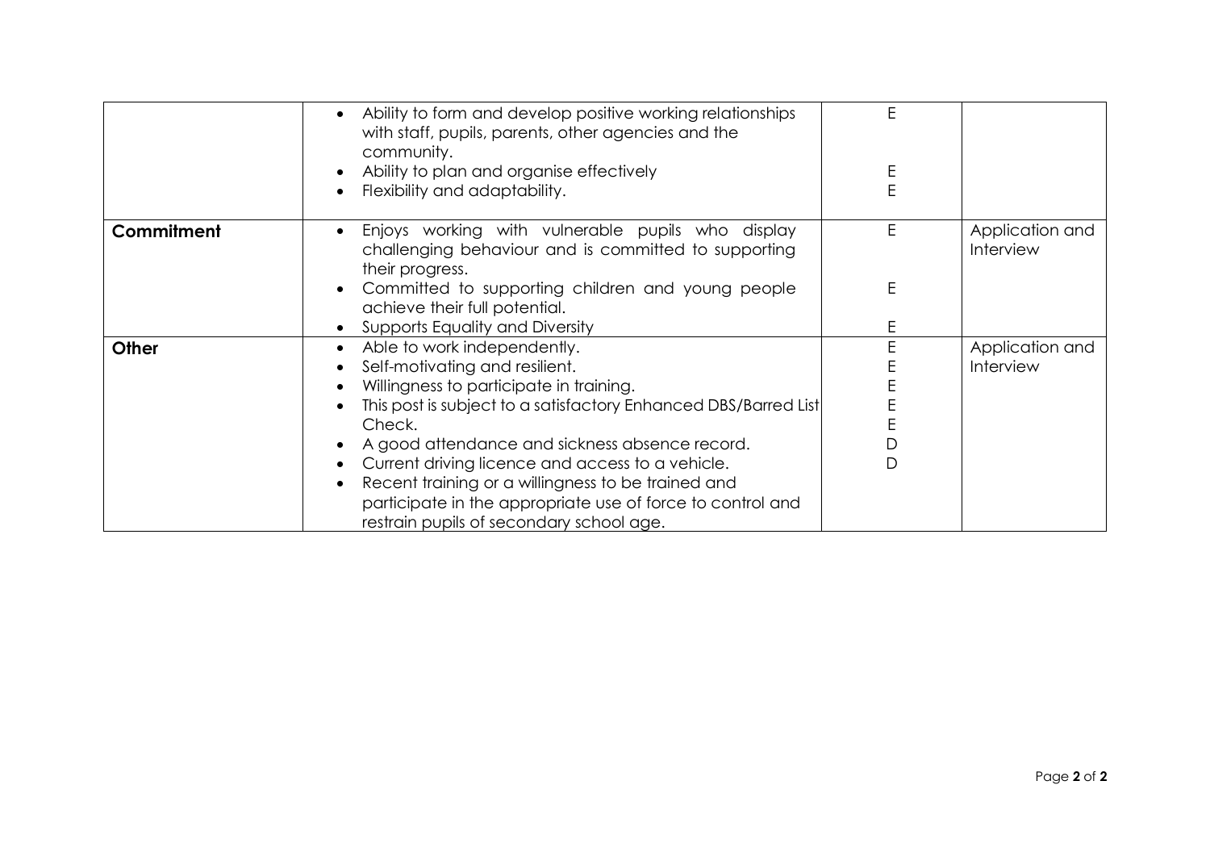| | | | |
|---|---|---|---|
| | • Ability to form and develop positive working relationships with staff, pupils, parents, other agencies and the community.<br>• Ability to plan and organise effectively<br>• Flexibility and adaptability. | E<br><br>E<br>E | |
| **Commitment** | • Enjoys working with vulnerable pupils who display challenging behaviour and is committed to supporting their progress.<br>• Committed to supporting children and young people achieve their full potential.<br>• Supports Equality and Diversity | E<br><br>E<br><br>E | Application and Interview |
| **Other** | • Able to work independently.<br>• Self-motivating and resilient.<br>• Willingness to participate in training.<br>• This post is subject to a satisfactory Enhanced DBS/Barred List Check.<br>• A good attendance and sickness absence record.<br>• Current driving licence and access to a vehicle.<br>• Recent training or a willingness to be trained and participate in the appropriate use of force to control and restrain pupils of secondary school age. | E<br>E<br>E<br>E<br>E<br>D<br>D | Application and Interview |